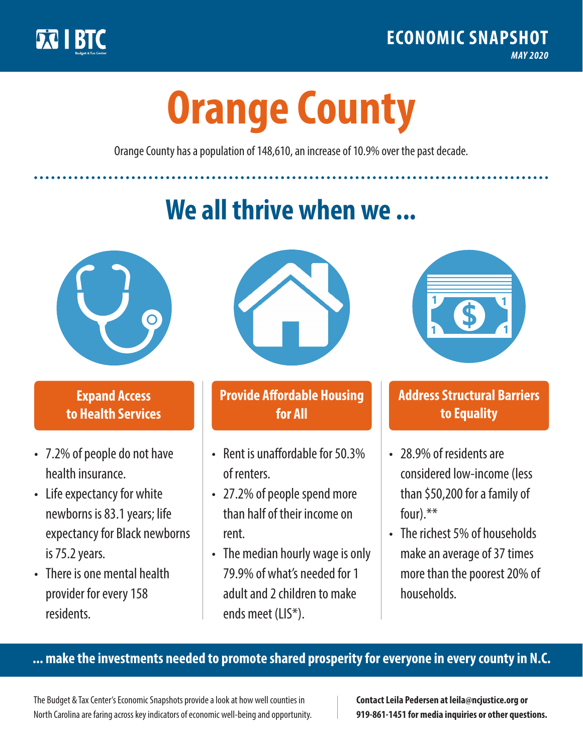BTC | Budget & Tax Center

**ECONOMIC SNAPSHOT**
*MAY 2020*

# Orange County

Orange County has a population of 148,610, an increase of 10.9% over the past decade.

## We all thrive when we ...

### Expand Access to Health Services

- 7.2% of people do not have health insurance.
- Life expectancy for white newborns is 83.1 years; life expectancy for Black newborns is 75.2 years.
- There is one mental health provider for every 158 residents.

### Provide Affordable Housing for All

- Rent is unaffordable for 50.3% of renters.
- 27.2% of people spend more than half of their income on rent.
- The median hourly wage is only 79.9% of what's needed for 1 adult and 2 children to make ends meet (LIS*).

### Address Structural Barriers to Equality

- 28.9% of residents are considered low-income (less than $50,200 for a family of four).**
- The richest 5% of households make an average of 37 times more than the poorest 20% of households.

**... make the investments needed to promote shared prosperity for everyone in every county in N.C.**

The Budget & Tax Center's Economic Snapshots provide a look at how well counties in North Carolina are faring across key indicators of economic well-being and opportunity.

**Contact Leila Pedersen at leila@ncjustice.org or 919-861-1451 for media inquiries or other questions.**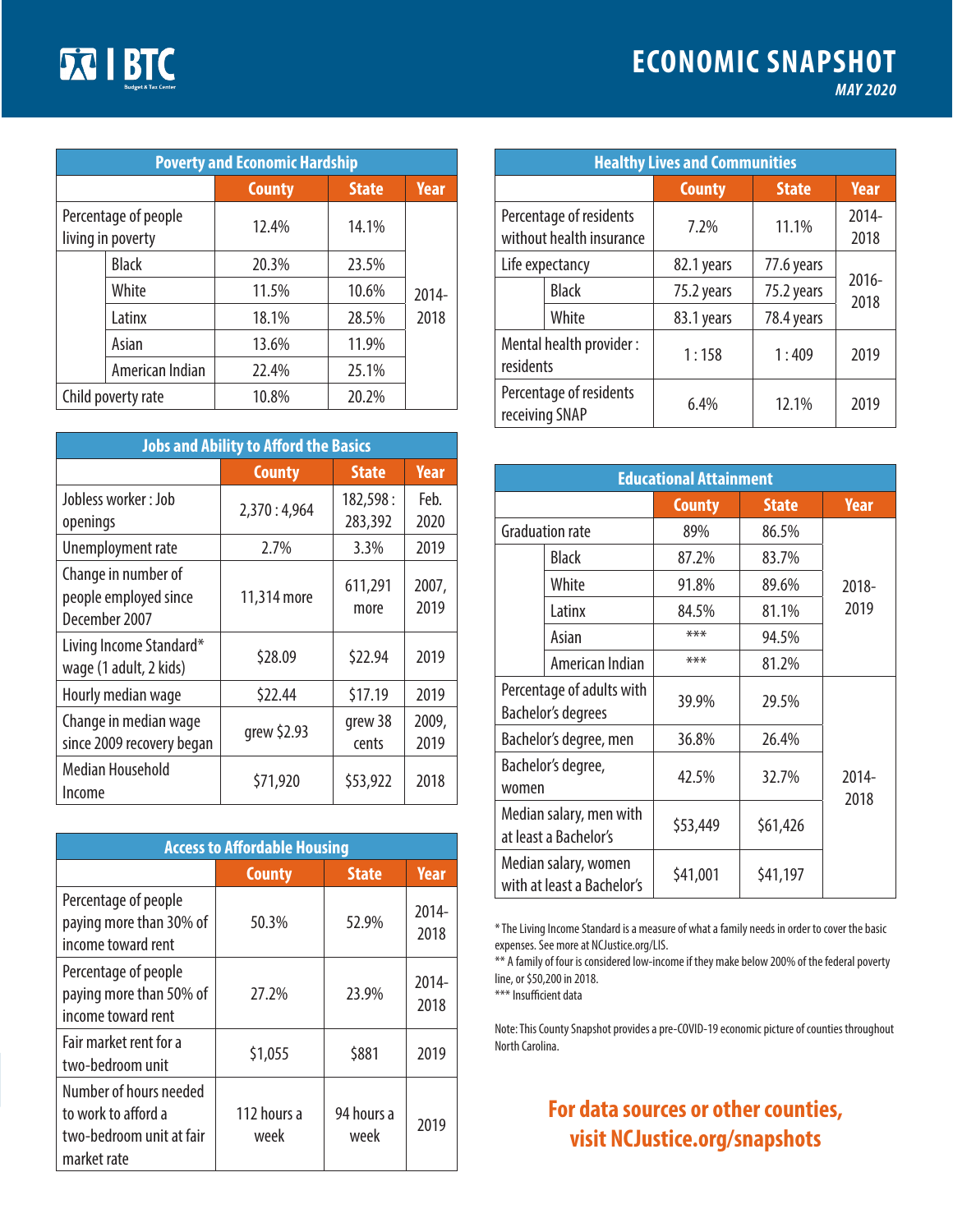BTC Budget & Tax Center

# ECONOMIC SNAPSHOT

*MAY 2020*

| Poverty and Economic Hardship | | County | State | Year |
|---|---|---|---|---|
| Percentage of people living in poverty | | 12.4% | 14.1% | 2014-2018 |
| | Black | 20.3% | 23.5% | |
| | White | 11.5% | 10.6% | |
| | Latinx | 18.1% | 28.5% | |
| | Asian | 13.6% | 11.9% | |
| | American Indian | 22.4% | 25.1% | |
| Child poverty rate | | 10.8% | 20.2% | |

| Jobs and Ability to Afford the Basics | County | State | Year |
|---|---|---|---|
| Jobless worker : Job openings | 2,370 : 4,964 | 182,598 : 283,392 | Feb. 2020 |
| Unemployment rate | 2.7% | 3.3% | 2019 |
| Change in number of people employed since December 2007 | 11,314 more | 611,291 more | 2007, 2019 |
| Living Income Standard* wage (1 adult, 2 kids) | $28.09 | $22.94 | 2019 |
| Hourly median wage | $22.44 | $17.19 | 2019 |
| Change in median wage since 2009 recovery began | grew $2.93 | grew 38 cents | 2009, 2019 |
| Median Household Income | $71,920 | $53,922 | 2018 |

| Access to Affordable Housing | County | State | Year |
|---|---|---|---|
| Percentage of people paying more than 30% of income toward rent | 50.3% | 52.9% | 2014-2018 |
| Percentage of people paying more than 50% of income toward rent | 27.2% | 23.9% | 2014-2018 |
| Fair market rent for a two-bedroom unit | $1,055 | $881 | 2019 |
| Number of hours needed to work to afford a two-bedroom unit at fair market rate | 112 hours a week | 94 hours a week | 2019 |

| Healthy Lives and Communities | | County | State | Year |
|---|---|---|---|---|
| Percentage of residents without health insurance | | 7.2% | 11.1% | 2014-2018 |
| Life expectancy | | 82.1 years | 77.6 years | 2016-2018 |
| | Black | 75.2 years | 75.2 years | |
| | White | 83.1 years | 78.4 years | |
| Mental health provider : residents | | 1 : 158 | 1 : 409 | 2019 |
| Percentage of residents receiving SNAP | | 6.4% | 12.1% | 2019 |

| Educational Attainment | | County | State | Year |
|---|---|---|---|---|
| Graduation rate | | 89% | 86.5% | 2018-2019 |
| | Black | 87.2% | 83.7% | |
| | White | 91.8% | 89.6% | |
| | Latinx | 84.5% | 81.1% | |
| | Asian | *** | 94.5% | |
| | American Indian | *** | 81.2% | |
| Percentage of adults with Bachelor's degrees | | 39.9% | 29.5% | 2014-2018 |
| Bachelor's degree, men | | 36.8% | 26.4% | |
| Bachelor's degree, women | | 42.5% | 32.7% | |
| Median salary, men with at least a Bachelor's | | $53,449 | $61,426 | |
| Median salary, women with at least a Bachelor's | | $41,001 | $41,197 | |

* The Living Income Standard is a measure of what a family needs in order to cover the basic expenses. See more at NCJustice.org/LIS.

** A family of four is considered low-income if they make below 200% of the federal poverty line, or $50,200 in 2018.

*** Insufficient data

Note: This County Snapshot provides a pre-COVID-19 economic picture of counties throughout North Carolina.

**For data sources or other counties, visit NCJustice.org/snapshots**